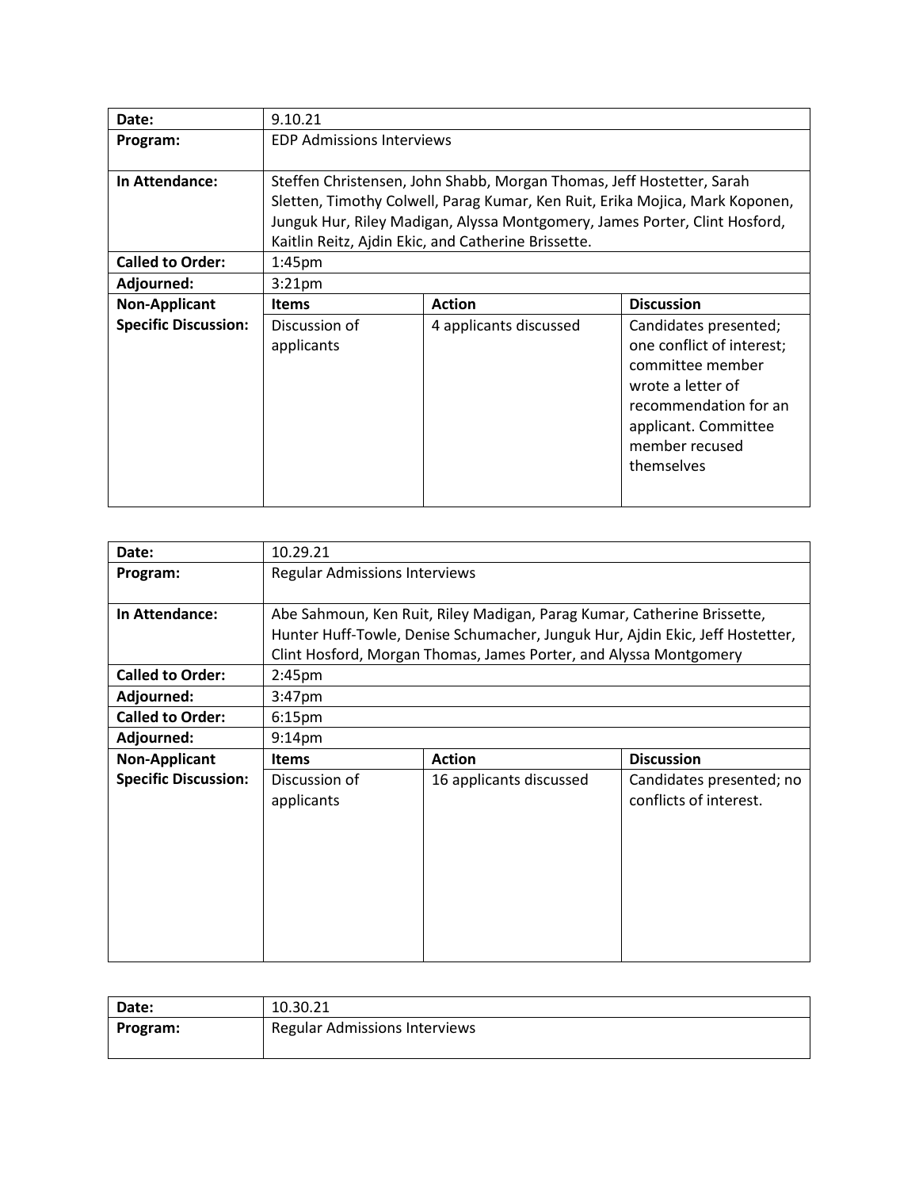| Date: | 9.10.21 | | |
| --- | --- | --- | --- |
| **Program:** | EDP Admissions Interviews | | |
| **In Attendance:** | Steffen Christensen, John Shabb, Morgan Thomas, Jeff Hostetter, Sarah Sletten, Timothy Colwell, Parag Kumar, Ken Ruit, Erika Mojica, Mark Koponen, Junguk Hur, Riley Madigan, Alyssa Montgomery, James Porter, Clint Hosford, Kaitlin Reitz, Ajdin Ekic, and Catherine Brissette. | | |
| **Called to Order:** | 1:45pm | | |
| **Adjourned:** | 3:21pm | | |
| **Non-Applicant Specific Discussion:** | **Items** | **Action** | **Discussion** |
| | Discussion of applicants | 4 applicants discussed | Candidates presented; one conflict of interest; committee member wrote a letter of recommendation for an applicant. Committee member recused themselves |

| Date: | 10.29.21 | | |
| --- | --- | --- | --- |
| **Program:** | Regular Admissions Interviews | | |
| **In Attendance:** | Abe Sahmoun, Ken Ruit, Riley Madigan, Parag Kumar, Catherine Brissette, Hunter Huff-Towle, Denise Schumacher, Junguk Hur, Ajdin Ekic, Jeff Hostetter, Clint Hosford, Morgan Thomas, James Porter, and Alyssa Montgomery | | |
| **Called to Order:** | 2:45pm | | |
| **Adjourned:** | 3:47pm | | |
| **Called to Order:** | 6:15pm | | |
| **Adjourned:** | 9:14pm | | |
| **Non-Applicant Specific Discussion:** | **Items** | **Action** | **Discussion** |
| | Discussion of applicants | 16 applicants discussed | Candidates presented; no conflicts of interest. |

| Date: | 10.30.21 |
| --- | --- |
| **Program:** | Regular Admissions Interviews |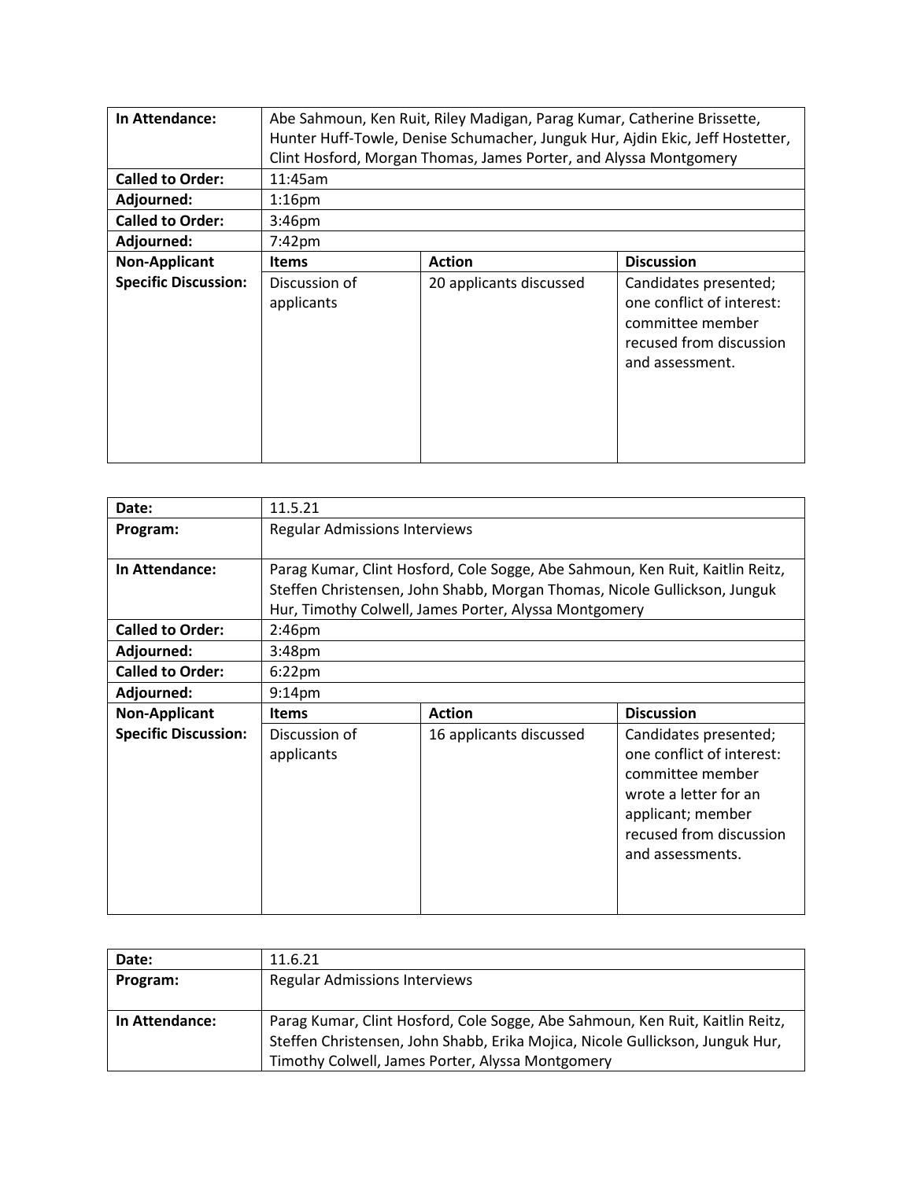| | | | |
|---|---|---|---|
| **In Attendance:** | Abe Sahmoun, Ken Ruit, Riley Madigan, Parag Kumar, Catherine Brissette, Hunter Huff-Towle, Denise Schumacher, Junguk Hur, Ajdin Ekic, Jeff Hostetter, Clint Hosford, Morgan Thomas, James Porter, and Alyssa Montgomery | | |
| **Called to Order:** | 11:45am | | |
| **Adjourned:** | 1:16pm | | |
| **Called to Order:** | 3:46pm | | |
| **Adjourned:** | 7:42pm | | |
| **Non-Applicant Specific Discussion:** | **Items** | **Action** | **Discussion** |
| | Discussion of applicants | 20 applicants discussed | Candidates presented; one conflict of interest: committee member recused from discussion and assessment. |

| | | | |
|---|---|---|---|
| **Date:** | 11.5.21 | | |
| **Program:** | Regular Admissions Interviews | | |
| **In Attendance:** | Parag Kumar, Clint Hosford, Cole Sogge, Abe Sahmoun, Ken Ruit, Kaitlin Reitz, Steffen Christensen, John Shabb, Morgan Thomas, Nicole Gullickson, Junguk Hur, Timothy Colwell, James Porter, Alyssa Montgomery | | |
| **Called to Order:** | 2:46pm | | |
| **Adjourned:** | 3:48pm | | |
| **Called to Order:** | 6:22pm | | |
| **Adjourned:** | 9:14pm | | |
| **Non-Applicant Specific Discussion:** | **Items** | **Action** | **Discussion** |
| | Discussion of applicants | 16 applicants discussed | Candidates presented; one conflict of interest: committee member wrote a letter for an applicant; member recused from discussion and assessments. |

| | |
|---|---|
| **Date:** | 11.6.21 |
| **Program:** | Regular Admissions Interviews |
| **In Attendance:** | Parag Kumar, Clint Hosford, Cole Sogge, Abe Sahmoun, Ken Ruit, Kaitlin Reitz, Steffen Christensen, John Shabb, Erika Mojica, Nicole Gullickson, Junguk Hur, Timothy Colwell, James Porter, Alyssa Montgomery |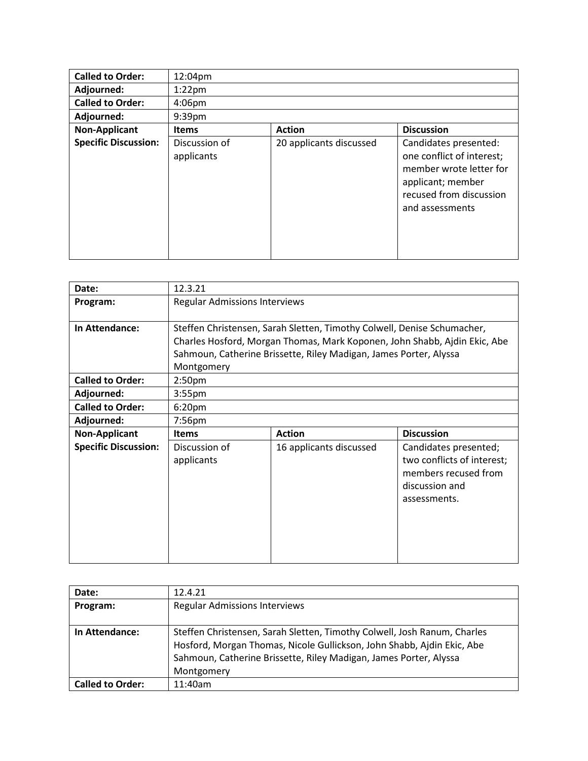| | | | |
|---|---|---|---|
| **Called to Order:** | 12:04pm | | |
| **Adjourned:** | 1:22pm | | |
| **Called to Order:** | 4:06pm | | |
| **Adjourned:** | 9:39pm | | |
| **Non-Applicant Specific Discussion:** | **Items** | **Action** | **Discussion** |
| | Discussion of applicants | 20 applicants discussed | Candidates presented: one conflict of interest; member wrote letter for applicant; member recused from discussion and assessments |

| | | | |
|---|---|---|---|
| **Date:** | 12.3.21 | | |
| **Program:** | Regular Admissions Interviews | | |
| **In Attendance:** | Steffen Christensen, Sarah Sletten, Timothy Colwell, Denise Schumacher, Charles Hosford, Morgan Thomas, Mark Koponen, John Shabb, Ajdin Ekic, Abe Sahmoun, Catherine Brissette, Riley Madigan, James Porter, Alyssa Montgomery | | |
| **Called to Order:** | 2:50pm | | |
| **Adjourned:** | 3:55pm | | |
| **Called to Order:** | 6:20pm | | |
| **Adjourned:** | 7:56pm | | |
| **Non-Applicant Specific Discussion:** | **Items** | **Action** | **Discussion** |
| | Discussion of applicants | 16 applicants discussed | Candidates presented; two conflicts of interest; members recused from discussion and assessments. |

| | |
|---|---|
| **Date:** | 12.4.21 |
| **Program:** | Regular Admissions Interviews |
| **In Attendance:** | Steffen Christensen, Sarah Sletten, Timothy Colwell, Josh Ranum, Charles Hosford, Morgan Thomas, Nicole Gullickson, John Shabb, Ajdin Ekic, Abe Sahmoun, Catherine Brissette, Riley Madigan, James Porter, Alyssa Montgomery |
| **Called to Order:** | 11:40am |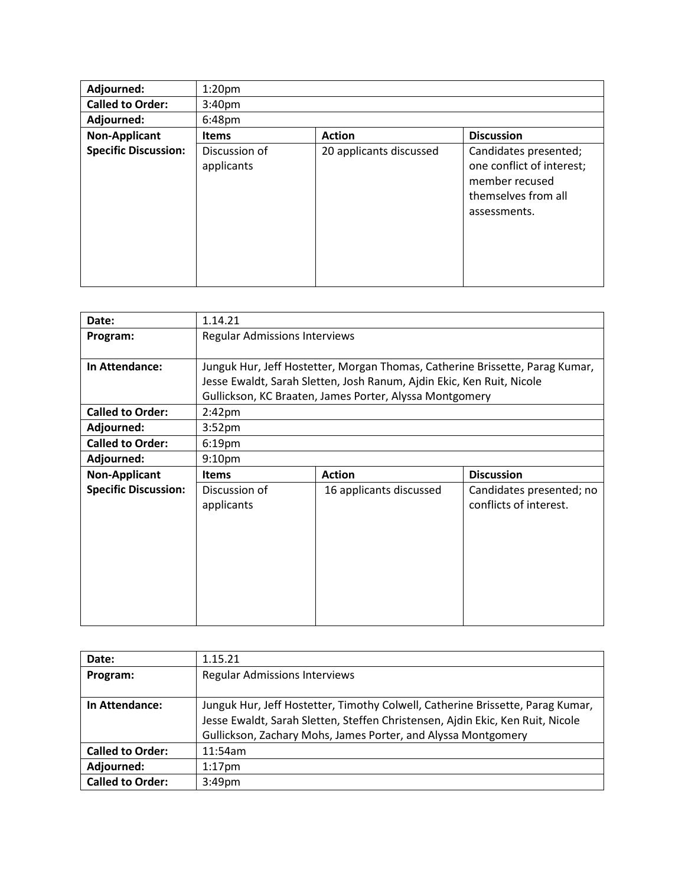| | | | |
|---|---|---|---|
| **Adjourned:** | 1:20pm | | |
| **Called to Order:** | 3:40pm | | |
| **Adjourned:** | 6:48pm | | |
| **Non-Applicant Specific Discussion:** | **Items** | **Action** | **Discussion** |
| | Discussion of applicants | 20 applicants discussed | Candidates presented; one conflict of interest; member recused themselves from all assessments. |

| | | | |
|---|---|---|---|
| **Date:** | 1.14.21 | | |
| **Program:** | Regular Admissions Interviews | | |
| **In Attendance:** | Junguk Hur, Jeff Hostetter, Morgan Thomas, Catherine Brissette, Parag Kumar, Jesse Ewaldt, Sarah Sletten, Josh Ranum, Ajdin Ekic, Ken Ruit, Nicole Gullickson, KC Braaten, James Porter, Alyssa Montgomery | | |
| **Called to Order:** | 2:42pm | | |
| **Adjourned:** | 3:52pm | | |
| **Called to Order:** | 6:19pm | | |
| **Adjourned:** | 9:10pm | | |
| **Non-Applicant Specific Discussion:** | **Items** | **Action** | **Discussion** |
| | Discussion of applicants | 16 applicants discussed | Candidates presented; no conflicts of interest. |

| | |
|---|---|
| **Date:** | 1.15.21 |
| **Program:** | Regular Admissions Interviews |
| **In Attendance:** | Junguk Hur, Jeff Hostetter, Timothy Colwell, Catherine Brissette, Parag Kumar, Jesse Ewaldt, Sarah Sletten, Steffen Christensen, Ajdin Ekic, Ken Ruit, Nicole Gullickson, Zachary Mohs, James Porter, and Alyssa Montgomery |
| **Called to Order:** | 11:54am |
| **Adjourned:** | 1:17pm |
| **Called to Order:** | 3:49pm |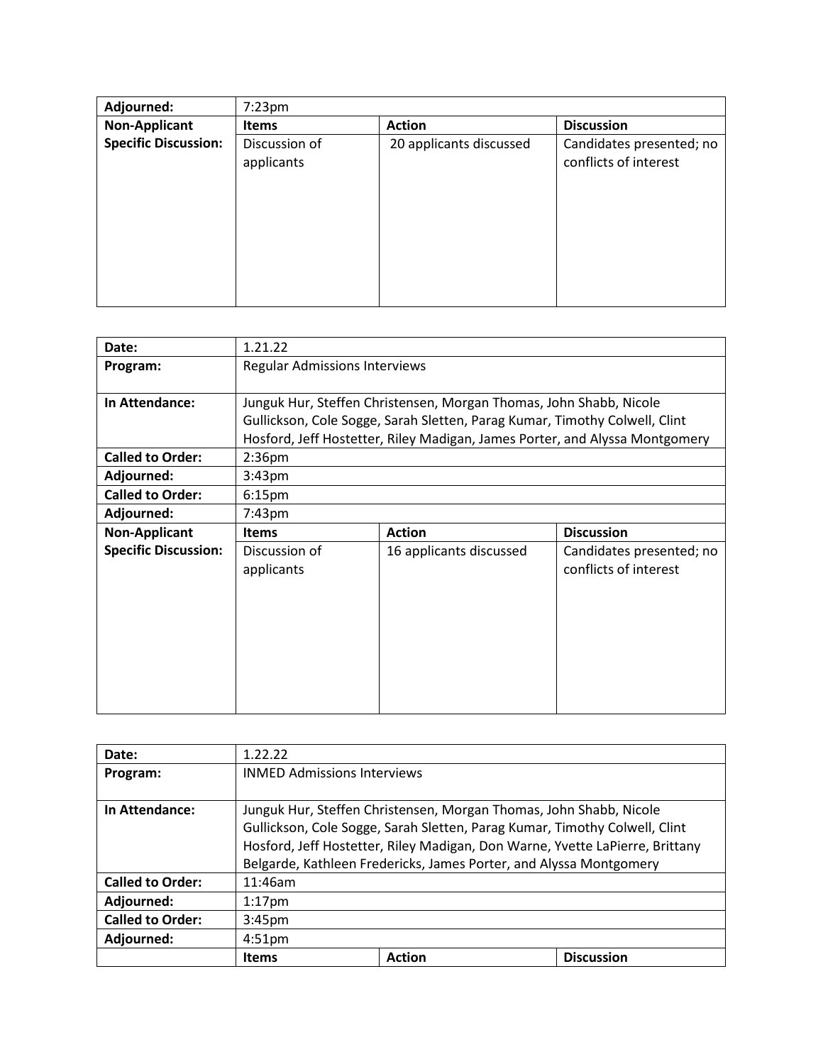| Adjourned: | 7:23pm | | |
|---|---|---|---|
| **Non-Applicant Specific Discussion:** | **Items** | **Action** | **Discussion** |
| | Discussion of applicants | 20 applicants discussed | Candidates presented; no conflicts of interest |

| Date: | 1.21.22 | | |
|---|---|---|---|
| **Program:** | Regular Admissions Interviews | | |
| **In Attendance:** | Junguk Hur, Steffen Christensen, Morgan Thomas, John Shabb, Nicole Gullickson, Cole Sogge, Sarah Sletten, Parag Kumar, Timothy Colwell, Clint Hosford, Jeff Hostetter, Riley Madigan, James Porter, and Alyssa Montgomery | | |
| **Called to Order:** | 2:36pm | | |
| **Adjourned:** | 3:43pm | | |
| **Called to Order:** | 6:15pm | | |
| **Adjourned:** | 7:43pm | | |
| **Non-Applicant Specific Discussion:** | **Items** | **Action** | **Discussion** |
| | Discussion of applicants | 16 applicants discussed | Candidates presented; no conflicts of interest |

| Date: | 1.22.22 | | |
|---|---|---|---|
| **Program:** | INMED Admissions Interviews | | |
| **In Attendance:** | Junguk Hur, Steffen Christensen, Morgan Thomas, John Shabb, Nicole Gullickson, Cole Sogge, Sarah Sletten, Parag Kumar, Timothy Colwell, Clint Hosford, Jeff Hostetter, Riley Madigan, Don Warne, Yvette LaPierre, Brittany Belgarde, Kathleen Fredericks, James Porter, and Alyssa Montgomery | | |
| **Called to Order:** | 11:46am | | |
| **Adjourned:** | 1:17pm | | |
| **Called to Order:** | 3:45pm | | |
| **Adjourned:** | 4:51pm | | |
| | **Items** | **Action** | **Discussion** |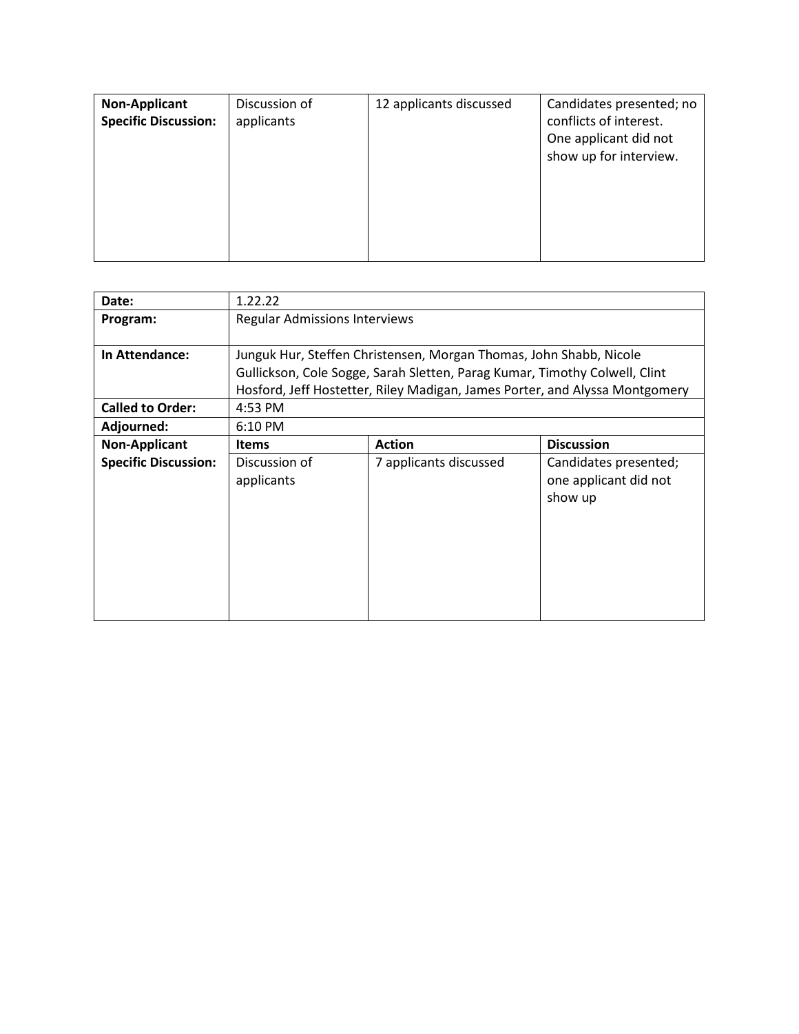| | | | |
|---|---|---|---|
| **Non-Applicant Specific Discussion:** | Discussion of applicants | 12 applicants discussed | Candidates presented; no conflicts of interest. One applicant did not show up for interview. |

| | | | |
|---|---|---|---|
| **Date:** | 1.22.22 | | |
| **Program:** | Regular Admissions Interviews | | |
| **In Attendance:** | Junguk Hur, Steffen Christensen, Morgan Thomas, John Shabb, Nicole Gullickson, Cole Sogge, Sarah Sletten, Parag Kumar, Timothy Colwell, Clint Hosford, Jeff Hostetter, Riley Madigan, James Porter, and Alyssa Montgomery | | |
| **Called to Order:** | 4:53 PM | | |
| **Adjourned:** | 6:10 PM | | |
| **Non-Applicant Specific Discussion:** | **Items** | **Action** | **Discussion** |
| | Discussion of applicants | 7 applicants discussed | Candidates presented; one applicant did not show up |